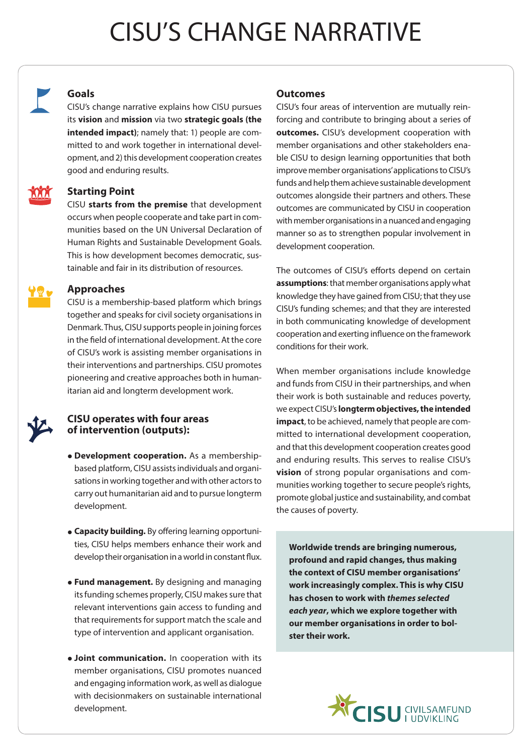# CISU'S CHANGE NARRATIVE

## Goals

CISU's change narrative explains how CISU pursues its **vision** and **mission** via two **strategic goals (the intended impact)**; namely that: 1) people are committed to and work together in international development, and 2) this development cooperation creates good and enduring results.

## Starting Point

CISU **starts from the premise** that development occurs when people cooperate and take part in communities based on the UN Universal Declaration of Human Rights and Sustainable Development Goals. This is how development becomes democratic, sustainable and fair in its distribution of resources.

## Approaches

CISU is a membership-based platform which brings together and speaks for civil society organisations in Denmark. Thus, CISU supports people in joining forces in the field of international development. At the core of CISU's work is assisting member organisations in their interventions and partnerships. CISU promotes pioneering and creative approaches both in humanitarian aid and longterm development work.

## CISU operates with four areas of intervention (outputs):

- **Development cooperation.** As a membership-based platform, CISU assists individuals and organisations in working together and with other actors to carry out humanitarian aid and to pursue longterm development.
- **Capacity building.** By offering learning opportunities, CISU helps members enhance their work and develop their organisation in a world in constant flux.
- **Fund management.** By designing and managing its funding schemes properly, CISU makes sure that relevant interventions gain access to funding and that requirements for support match the scale and type of intervention and applicant organisation.
- **Joint communication.** In cooperation with its member organisations, CISU promotes nuanced and engaging information work, as well as dialogue with decisionmakers on sustainable international development.

## Outcomes

CISU's four areas of intervention are mutually reinforcing and contribute to bringing about a series of **outcomes.** CISU's development cooperation with member organisations and other stakeholders enable CISU to design learning opportunities that both improve member organisations' applications to CISU's funds and help them achieve sustainable development outcomes alongside their partners and others. These outcomes are communicated by CISU in cooperation with member organisations in a nuanced and engaging manner so as to strengthen popular involvement in development cooperation.

The outcomes of CISU's efforts depend on certain **assumptions**: that member organisations apply what knowledge they have gained from CISU; that they use CISU's funding schemes; and that they are interested in both communicating knowledge of development cooperation and exerting influence on the framework conditions for their work.

When member organisations include knowledge and funds from CISU in their partnerships, and when their work is both sustainable and reduces poverty, we expect CISU's **longterm objectives, the intended impact**, to be achieved, namely that people are committed to international development cooperation, and that this development cooperation creates good and enduring results. This serves to realise CISU's **vision** of strong popular organisations and communities working together to secure people's rights, promote global justice and sustainability, and combat the causes of poverty.

**Worldwide trends are bringing numerous, profound and rapid changes, thus making the context of CISU member organisations' work increasingly complex. This is why CISU has chosen to work with *themes selected each year*, which we explore together with our member organisations in order to bolster their work.**

CISU CIVILSAMFUND I UDVIKLING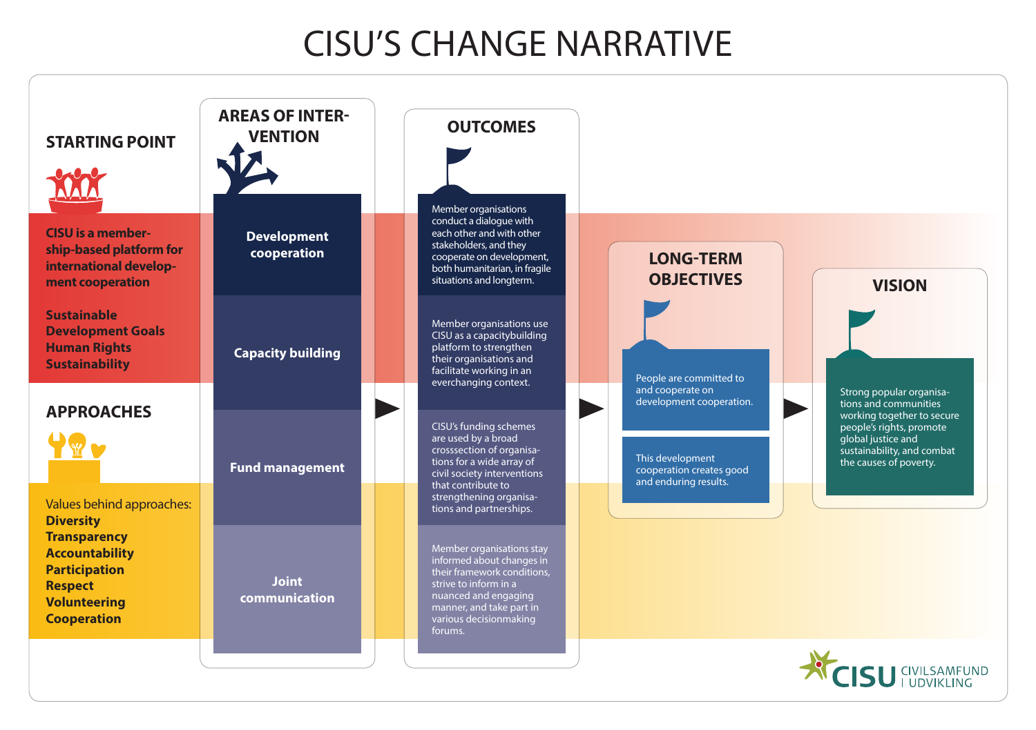# CISU'S CHANGE NARRATIVE

## STARTING POINT

**CISU is a membership-based platform for international development cooperation**

**Sustainable Development Goals**
**Human Rights**
**Sustainability**

## APPROACHES

Values behind approaches:
**Diversity**
**Transparency**
**Accountability**
**Participation**
**Respect**
**Volunteering**
**Cooperation**

## AREAS OF INTERVENTION

**Development cooperation**

**Capacity building**

**Fund management**

**Joint communication**

## OUTCOMES

Member organisations conduct a dialogue with each other and with other stakeholders, and they cooperate on development, both humanitarian, in fragile situations and longterm.

Member organisations use CISU as a capacitybuilding platform to strengthen their organisations and facilitate working in an everchanging context.

CISU's funding schemes are used by a broad crosssection of organisations for a wide array of civil society interventions that contribute to strengthening organisations and partnerships.

Member organisations stay informed about changes in their framework conditions, strive to inform in a nuanced and engaging manner, and take part in various decisionmaking forums.

## LONG-TERM OBJECTIVES

People are committed to and cooperate on development cooperation.

This development cooperation creates good and enduring results.

## VISION

Strong popular organisations and communities working together to secure people's rights, promote global justice and sustainability, and combat the causes of poverty.

CISU CIVILSAMFUND I UDVIKLING